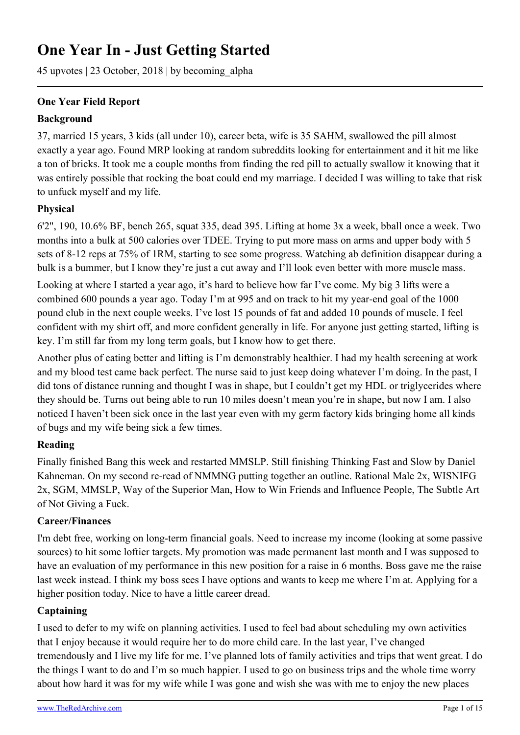# One Year In - Just Getting Started

45 upvotes | 23 October, 2018 | by becoming_alpha

**One Year Field Report**

**Background**

37, married 15 years, 3 kids (all under 10), career beta, wife is 35 SAHM, swallowed the pill almost exactly a year ago. Found MRP looking at random subreddits looking for entertainment and it hit me like a ton of bricks. It took me a couple months from finding the red pill to actually swallow it knowing that it was entirely possible that rocking the boat could end my marriage. I decided I was willing to take that risk to unfuck myself and my life.

**Physical**

6'2", 190, 10.6% BF, bench 265, squat 335, dead 395. Lifting at home 3x a week, bball once a week. Two months into a bulk at 500 calories over TDEE. Trying to put more mass on arms and upper body with 5 sets of 8-12 reps at 75% of 1RM, starting to see some progress. Watching ab definition disappear during a bulk is a bummer, but I know they're just a cut away and I'll look even better with more muscle mass.

Looking at where I started a year ago, it's hard to believe how far I've come. My big 3 lifts were a combined 600 pounds a year ago. Today I'm at 995 and on track to hit my year-end goal of the 1000 pound club in the next couple weeks. I've lost 15 pounds of fat and added 10 pounds of muscle. I feel confident with my shirt off, and more confident generally in life. For anyone just getting started, lifting is key. I'm still far from my long term goals, but I know how to get there.

Another plus of eating better and lifting is I'm demonstrably healthier. I had my health screening at work and my blood test came back perfect. The nurse said to just keep doing whatever I'm doing. In the past, I did tons of distance running and thought I was in shape, but I couldn't get my HDL or triglycerides where they should be. Turns out being able to run 10 miles doesn't mean you're in shape, but now I am. I also noticed I haven't been sick once in the last year even with my germ factory kids bringing home all kinds of bugs and my wife being sick a few times.

**Reading**

Finally finished Bang this week and restarted MMSLP. Still finishing Thinking Fast and Slow by Daniel Kahneman. On my second re-read of NMMNG putting together an outline. Rational Male 2x, WISNIFG 2x, SGM, MMSLP, Way of the Superior Man, How to Win Friends and Influence People, The Subtle Art of Not Giving a Fuck.

**Career/Finances**

I'm debt free, working on long-term financial goals. Need to increase my income (looking at some passive sources) to hit some loftier targets. My promotion was made permanent last month and I was supposed to have an evaluation of my performance in this new position for a raise in 6 months. Boss gave me the raise last week instead. I think my boss sees I have options and wants to keep me where I'm at. Applying for a higher position today. Nice to have a little career dread.

**Captaining**

I used to defer to my wife on planning activities. I used to feel bad about scheduling my own activities that I enjoy because it would require her to do more child care. In the last year, I've changed tremendously and I live my life for me. I've planned lots of family activities and trips that went great. I do the things I want to do and I'm so much happier. I used to go on business trips and the whole time worry about how hard it was for my wife while I was gone and wish she was with me to enjoy the new places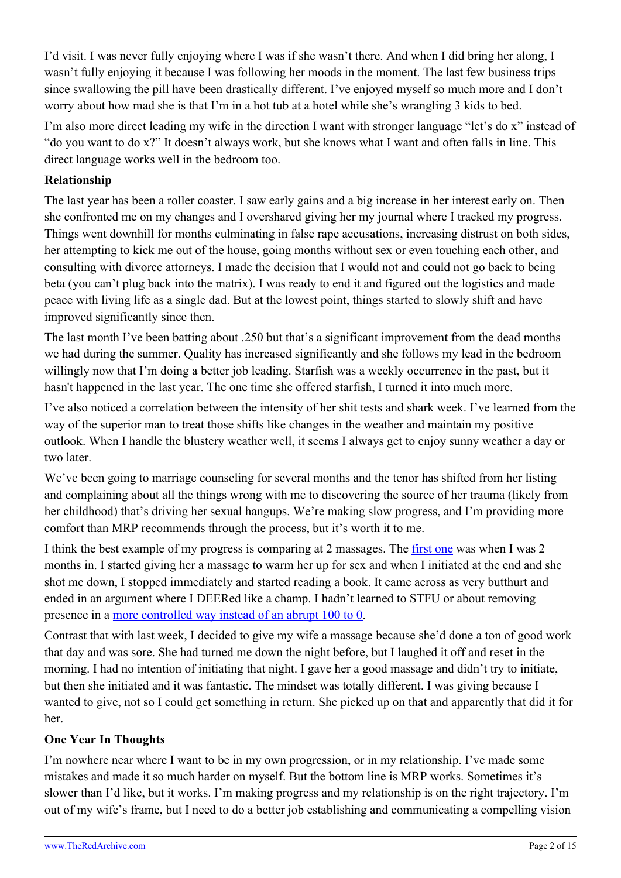I'd visit. I was never fully enjoying where I was if she wasn't there. And when I did bring her along, I wasn't fully enjoying it because I was following her moods in the moment. The last few business trips since swallowing the pill have been drastically different. I've enjoyed myself so much more and I don't worry about how mad she is that I'm in a hot tub at a hotel while she's wrangling 3 kids to bed.

I'm also more direct leading my wife in the direction I want with stronger language "let's do x" instead of "do you want to do x?" It doesn't always work, but she knows what I want and often falls in line. This direct language works well in the bedroom too.

**Relationship**

The last year has been a roller coaster. I saw early gains and a big increase in her interest early on. Then she confronted me on my changes and I overshared giving her my journal where I tracked my progress. Things went downhill for months culminating in false rape accusations, increasing distrust on both sides, her attempting to kick me out of the house, going months without sex or even touching each other, and consulting with divorce attorneys. I made the decision that I would not and could not go back to being beta (you can't plug back into the matrix). I was ready to end it and figured out the logistics and made peace with living life as a single dad. But at the lowest point, things started to slowly shift and have improved significantly since then.

The last month I've been batting about .250 but that's a significant improvement from the dead months we had during the summer. Quality has increased significantly and she follows my lead in the bedroom willingly now that I'm doing a better job leading. Starfish was a weekly occurrence in the past, but it hasn't happened in the last year. The one time she offered starfish, I turned it into much more.

I've also noticed a correlation between the intensity of her shit tests and shark week. I've learned from the way of the superior man to treat those shifts like changes in the weather and maintain my positive outlook. When I handle the blustery weather well, it seems I always get to enjoy sunny weather a day or two later.

We've been going to marriage counseling for several months and the tenor has shifted from her listing and complaining about all the things wrong with me to discovering the source of her trauma (likely from her childhood) that's driving her sexual hangups. We're making slow progress, and I'm providing more comfort than MRP recommends through the process, but it's worth it to me.

I think the best example of my progress is comparing at 2 massages. The first one was when I was 2 months in. I started giving her a massage to warm her up for sex and when I initiated at the end and she shot me down, I stopped immediately and started reading a book. It came across as very butthurt and ended in an argument where I DEERed like a champ. I hadn't learned to STFU or about removing presence in a more controlled way instead of an abrupt 100 to 0.

Contrast that with last week, I decided to give my wife a massage because she'd done a ton of good work that day and was sore. She had turned me down the night before, but I laughed it off and reset in the morning. I had no intention of initiating that night. I gave her a good massage and didn't try to initiate, but then she initiated and it was fantastic. The mindset was totally different. I was giving because I wanted to give, not so I could get something in return. She picked up on that and apparently that did it for her.

**One Year In Thoughts**

I'm nowhere near where I want to be in my own progression, or in my relationship. I've made some mistakes and made it so much harder on myself. But the bottom line is MRP works. Sometimes it's slower than I'd like, but it works. I'm making progress and my relationship is on the right trajectory. I'm out of my wife's frame, but I need to do a better job establishing and communicating a compelling vision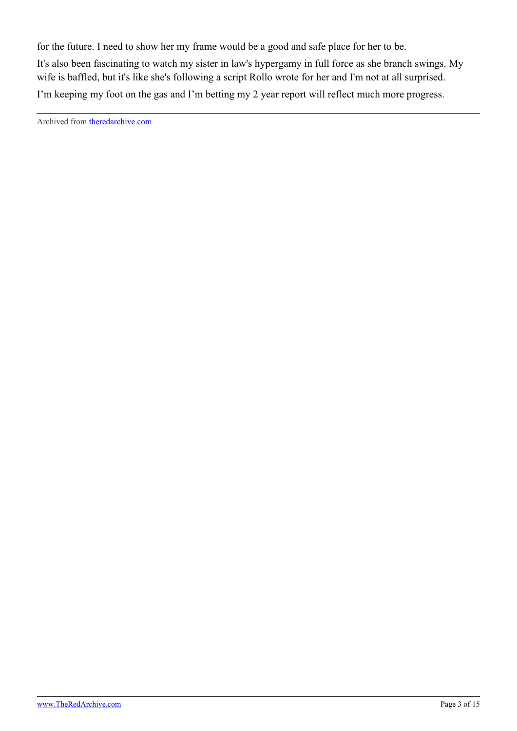for the future. I need to show her my frame would be a good and safe place for her to be.

It's also been fascinating to watch my sister in law's hypergamy in full force as she branch swings. My wife is baffled, but it's like she's following a script Rollo wrote for her and I'm not at all surprised.

I'm keeping my foot on the gas and I'm betting my 2 year report will reflect much more progress.

---

Archived from [theredarchive.com](https://theredarchive.com)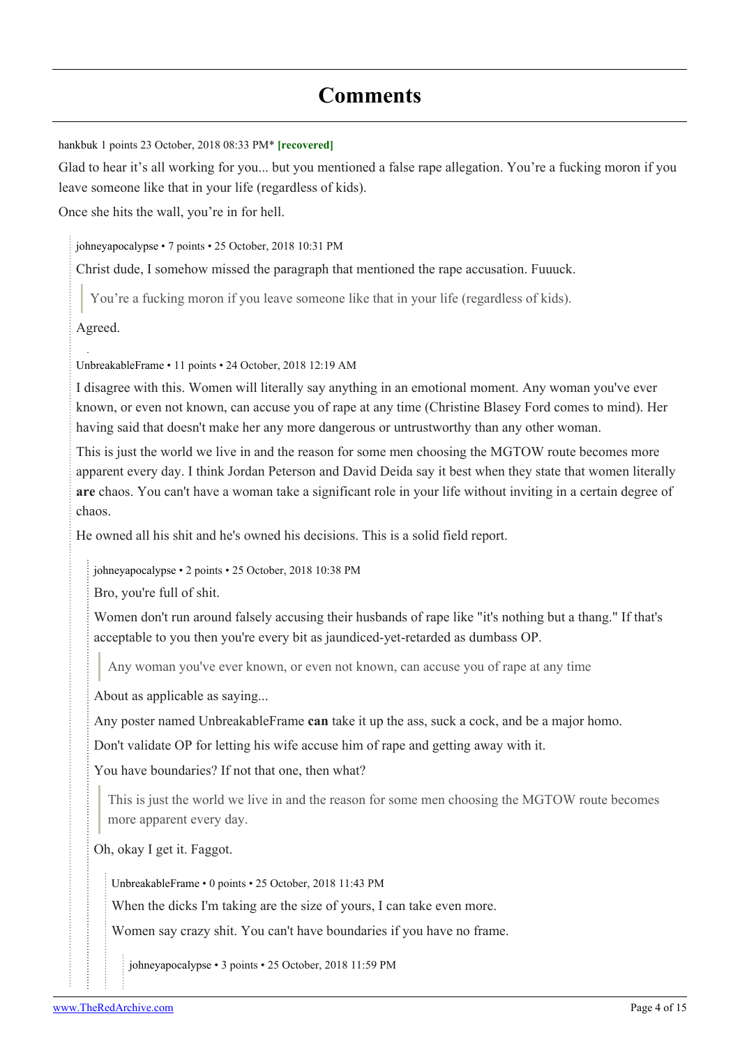# Comments

hankbuk 1 points 23 October, 2018 08:33 PM* **[recovered]**

Glad to hear it's all working for you... but you mentioned a false rape allegation. You're a fucking moron if you leave someone like that in your life (regardless of kids).

Once she hits the wall, you're in for hell.

> johneyapocalypse • 7 points • 25 October, 2018 10:31 PM
>
> Christ dude, I somehow missed the paragraph that mentioned the rape accusation. Fuuuck.
>
> > You're a fucking moron if you leave someone like that in your life (regardless of kids).
>
> Agreed.

> UnbreakableFrame • 11 points • 24 October, 2018 12:19 AM
>
> I disagree with this. Women will literally say anything in an emotional moment. Any woman you've ever known, or even not known, can accuse you of rape at any time (Christine Blasey Ford comes to mind). Her having said that doesn't make her any more dangerous or untrustworthy than any other woman.
>
> This is just the world we live in and the reason for some men choosing the MGTOW route becomes more apparent every day. I think Jordan Peterson and David Deida say it best when they state that women literally **are** chaos. You can't have a woman take a significant role in your life without inviting in a certain degree of chaos.
>
> He owned all his shit and he's owned his decisions. This is a solid field report.
>
> > johneyapocalypse • 2 points • 25 October, 2018 10:38 PM
> >
> > Bro, you're full of shit.
> >
> > Women don't run around falsely accusing their husbands of rape like "it's nothing but a thang." If that's acceptable to you then you're every bit as jaundiced-yet-retarded as dumbass OP.
> >
> > > Any woman you've ever known, or even not known, can accuse you of rape at any time
> >
> > About as applicable as saying...
> >
> > Any poster named UnbreakableFrame **can** take it up the ass, suck a cock, and be a major homo.
> >
> > Don't validate OP for letting his wife accuse him of rape and getting away with it.
> >
> > You have boundaries? If not that one, then what?
> >
> > > This is just the world we live in and the reason for some men choosing the MGTOW route becomes more apparent every day.
> >
> > Oh, okay I get it. Faggot.
> >
> > > UnbreakableFrame • 0 points • 25 October, 2018 11:43 PM
> > >
> > > When the dicks I'm taking are the size of yours, I can take even more.
> > >
> > > Women say crazy shit. You can't have boundaries if you have no frame.
> > >
> > > > johneyapocalypse • 3 points • 25 October, 2018 11:59 PM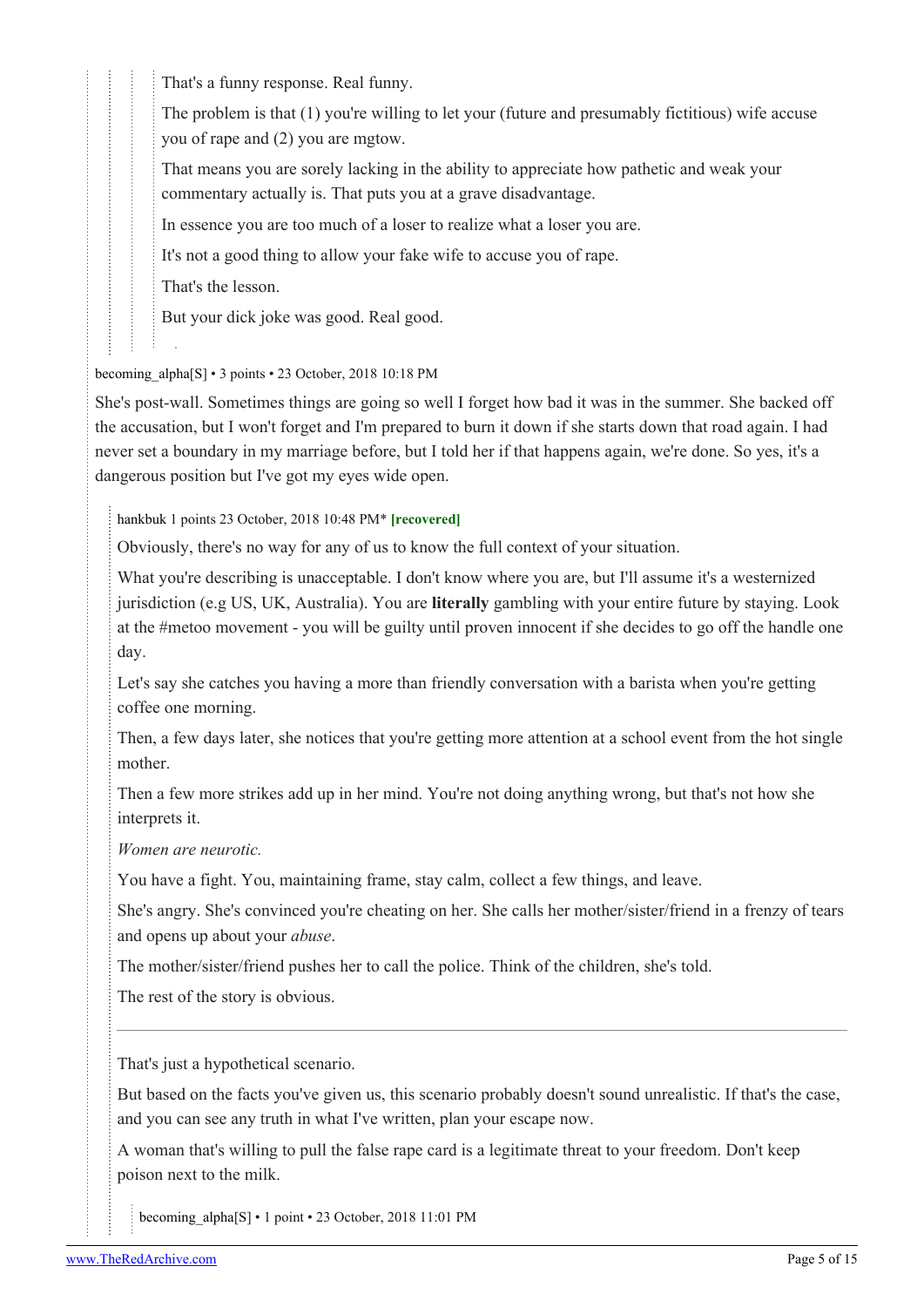That's a funny response. Real funny.

The problem is that (1) you're willing to let your (future and presumably fictitious) wife accuse you of rape and (2) you are mgtow.

That means you are sorely lacking in the ability to appreciate how pathetic and weak your commentary actually is. That puts you at a grave disadvantage.

In essence you are too much of a loser to realize what a loser you are.

It's not a good thing to allow your fake wife to accuse you of rape.

That's the lesson.

But your dick joke was good. Real good.

becoming_alpha[S] • 3 points • 23 October, 2018 10:18 PM

She's post-wall. Sometimes things are going so well I forget how bad it was in the summer. She backed off the accusation, but I won't forget and I'm prepared to burn it down if she starts down that road again. I had never set a boundary in my marriage before, but I told her if that happens again, we're done. So yes, it's a dangerous position but I've got my eyes wide open.

hankbuk 1 points 23 October, 2018 10:48 PM* **[recovered]**

Obviously, there's no way for any of us to know the full context of your situation.

What you're describing is unacceptable. I don't know where you are, but I'll assume it's a westernized jurisdiction (e.g US, UK, Australia). You are **literally** gambling with your entire future by staying. Look at the #metoo movement - you will be guilty until proven innocent if she decides to go off the handle one day.

Let's say she catches you having a more than friendly conversation with a barista when you're getting coffee one morning.

Then, a few days later, she notices that you're getting more attention at a school event from the hot single mother.

Then a few more strikes add up in her mind. You're not doing anything wrong, but that's not how she interprets it.

*Women are neurotic.*

You have a fight. You, maintaining frame, stay calm, collect a few things, and leave.

She's angry. She's convinced you're cheating on her. She calls her mother/sister/friend in a frenzy of tears and opens up about your *abuse*.

The mother/sister/friend pushes her to call the police. Think of the children, she's told.

The rest of the story is obvious.

---

That's just a hypothetical scenario.

But based on the facts you've given us, this scenario probably doesn't sound unrealistic. If that's the case, and you can see any truth in what I've written, plan your escape now.

A woman that's willing to pull the false rape card is a legitimate threat to your freedom. Don't keep poison next to the milk.

becoming_alpha[S] • 1 point • 23 October, 2018 11:01 PM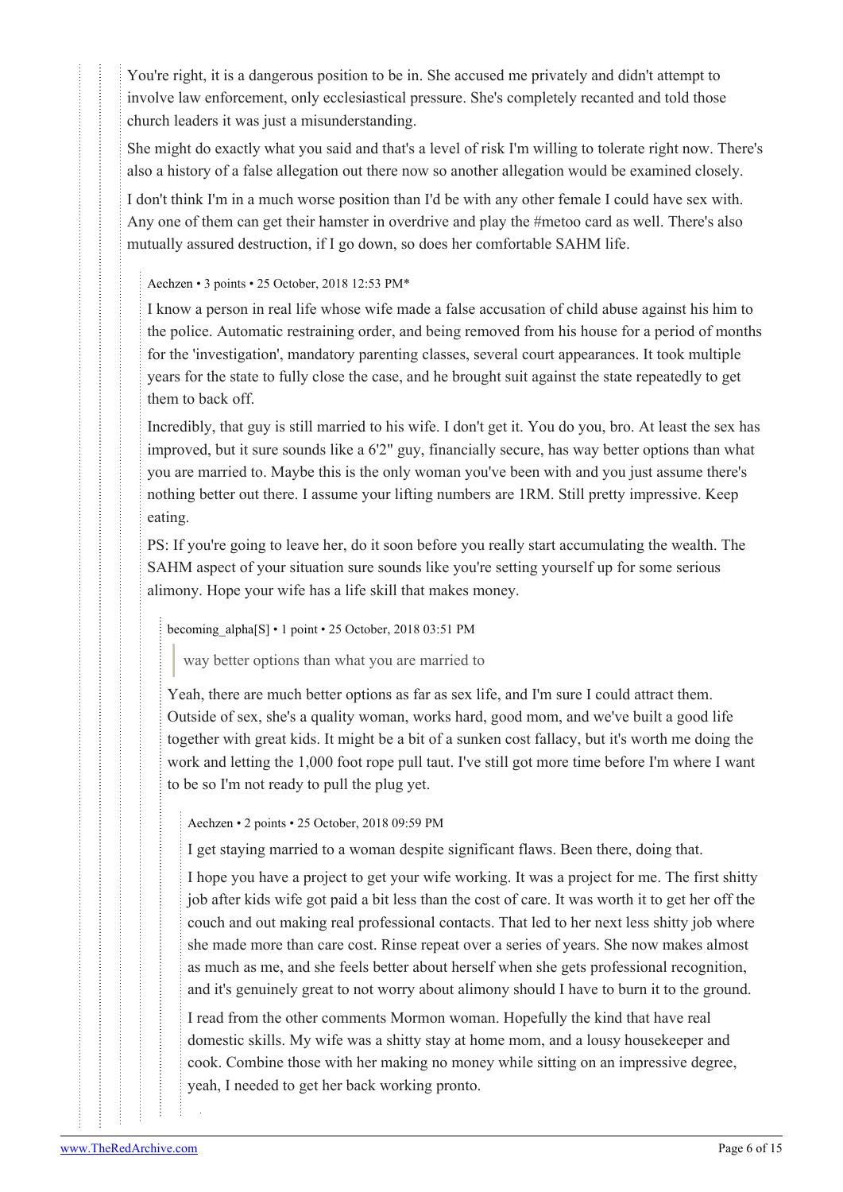You're right, it is a dangerous position to be in. She accused me privately and didn't attempt to involve law enforcement, only ecclesiastical pressure. She's completely recanted and told those church leaders it was just a misunderstanding.

She might do exactly what you said and that's a level of risk I'm willing to tolerate right now. There's also a history of a false allegation out there now so another allegation would be examined closely.

I don't think I'm in a much worse position than I'd be with any other female I could have sex with. Any one of them can get their hamster in overdrive and play the #metoo card as well. There's also mutually assured destruction, if I go down, so does her comfortable SAHM life.

> Aechzen • 3 points • 25 October, 2018 12:53 PM*
>
> I know a person in real life whose wife made a false accusation of child abuse against his him to the police. Automatic restraining order, and being removed from his house for a period of months for the 'investigation', mandatory parenting classes, several court appearances. It took multiple years for the state to fully close the case, and he brought suit against the state repeatedly to get them to back off.
>
> Incredibly, that guy is still married to his wife. I don't get it. You do you, bro. At least the sex has improved, but it sure sounds like a 6'2" guy, financially secure, has way better options than what you are married to. Maybe this is the only woman you've been with and you just assume there's nothing better out there. I assume your lifting numbers are 1RM. Still pretty impressive. Keep eating.
>
> PS: If you're going to leave her, do it soon before you really start accumulating the wealth. The SAHM aspect of your situation sure sounds like you're setting yourself up for some serious alimony. Hope your wife has a life skill that makes money.
>
> > becoming_alpha[S] • 1 point • 25 October, 2018 03:51 PM
> >
> > > way better options than what you are married to
> >
> > Yeah, there are much better options as far as sex life, and I'm sure I could attract them. Outside of sex, she's a quality woman, works hard, good mom, and we've built a good life together with great kids. It might be a bit of a sunken cost fallacy, but it's worth me doing the work and letting the 1,000 foot rope pull taut. I've still got more time before I'm where I want to be so I'm not ready to pull the plug yet.
> >
> > > Aechzen • 2 points • 25 October, 2018 09:59 PM
> > >
> > > I get staying married to a woman despite significant flaws. Been there, doing that.
> > >
> > > I hope you have a project to get your wife working. It was a project for me. The first shitty job after kids wife got paid a bit less than the cost of care. It was worth it to get her off the couch and out making real professional contacts. That led to her next less shitty job where she made more than care cost. Rinse repeat over a series of years. She now makes almost as much as me, and she feels better about herself when she gets professional recognition, and it's genuinely great to not worry about alimony should I have to burn it to the ground.
> > >
> > > I read from the other comments Mormon woman. Hopefully the kind that have real domestic skills. My wife was a shitty stay at home mom, and a lousy housekeeper and cook. Combine those with her making no money while sitting on an impressive degree, yeah, I needed to get her back working pronto.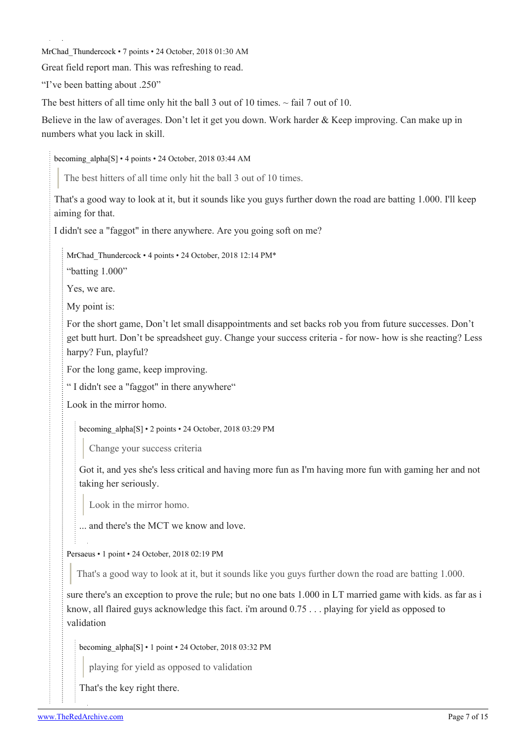MrChad_Thundercock • 7 points • 24 October, 2018 01:30 AM

Great field report man. This was refreshing to read.

"I've been batting about .250"

The best hitters of all time only hit the ball 3 out of 10 times. ~ fail 7 out of 10.

Believe in the law of averages. Don't let it get you down. Work harder & Keep improving. Can make up in numbers what you lack in skill.

> becoming_alpha[S] • 4 points • 24 October, 2018 03:44 AM
>
> > The best hitters of all time only hit the ball 3 out of 10 times.
>
> That's a good way to look at it, but it sounds like you guys further down the road are batting 1.000. I'll keep aiming for that.
>
> I didn't see a "faggot" in there anywhere. Are you going soft on me?
>
> > MrChad_Thundercock • 4 points • 24 October, 2018 12:14 PM*
> >
> > "batting 1.000"
> >
> > Yes, we are.
> >
> > My point is:
> >
> > For the short game, Don't let small disappointments and set backs rob you from future successes. Don't get butt hurt. Don't be spreadsheet guy. Change your success criteria - for now- how is she reacting? Less harpy? Fun, playful?
> >
> > For the long game, keep improving.
> >
> > " I didn't see a "faggot" in there anywhere"
> >
> > Look in the mirror homo.
> >
> > > becoming_alpha[S] • 2 points • 24 October, 2018 03:29 PM
> > >
> > > > Change your success criteria
> > >
> > > Got it, and yes she's less critical and having more fun as I'm having more fun with gaming her and not taking her seriously.
> > >
> > > > Look in the mirror homo.
> > >
> > > ... and there's the MCT we know and love.
>
> > Persaeus • 1 point • 24 October, 2018 02:19 PM
> >
> > > That's a good way to look at it, but it sounds like you guys further down the road are batting 1.000.
> >
> > sure there's an exception to prove the rule; but no one bats 1.000 in LT married game with kids. as far as i know, all flaired guys acknowledge this fact. i'm around 0.75 . . . playing for yield as opposed to validation
> >
> > > becoming_alpha[S] • 1 point • 24 October, 2018 03:32 PM
> > >
> > > > playing for yield as opposed to validation
> > >
> > > That's the key right there.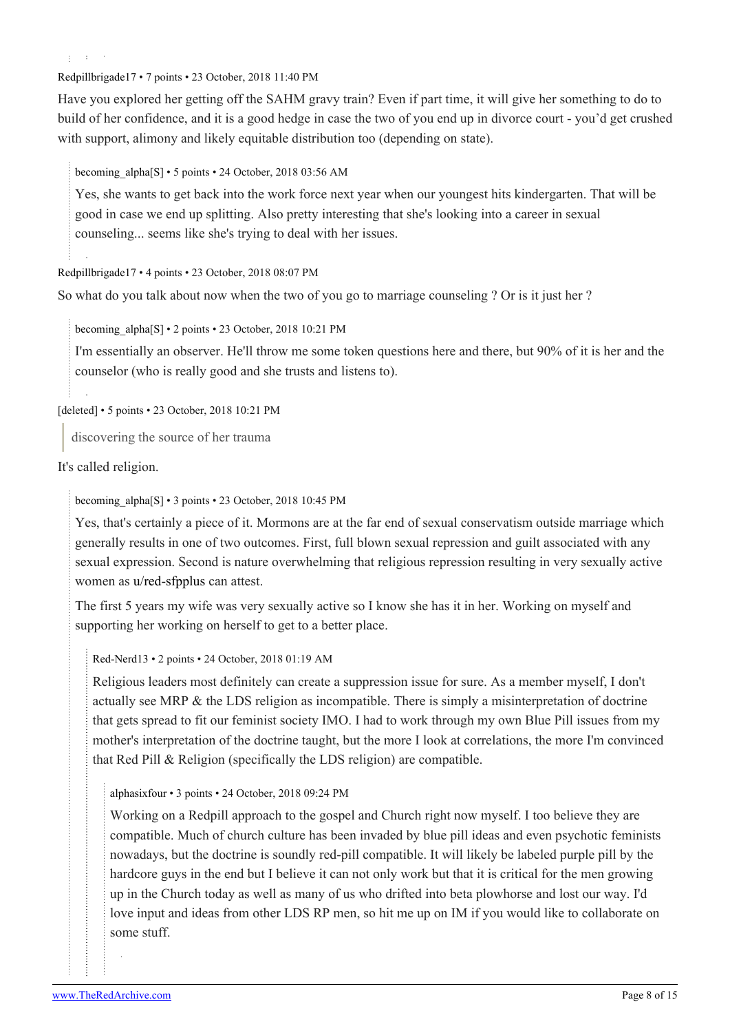Redpillbrigade17 • 7 points • 23 October, 2018 11:40 PM

Have you explored her getting off the SAHM gravy train? Even if part time, it will give her something to do to build of her confidence, and it is a good hedge in case the two of you end up in divorce court - you'd get crushed with support, alimony and likely equitable distribution too (depending on state).

> becoming_alpha[S] • 5 points • 24 October, 2018 03:56 AM
>
> Yes, she wants to get back into the work force next year when our youngest hits kindergarten. That will be good in case we end up splitting. Also pretty interesting that she's looking into a career in sexual counseling... seems like she's trying to deal with her issues.

Redpillbrigade17 • 4 points • 23 October, 2018 08:07 PM

So what do you talk about now when the two of you go to marriage counseling ? Or is it just her ?

> becoming_alpha[S] • 2 points • 23 October, 2018 10:21 PM
>
> I'm essentially an observer. He'll throw me some token questions here and there, but 90% of it is her and the counselor (who is really good and she trusts and listens to).

[deleted] • 5 points • 23 October, 2018 10:21 PM

> discovering the source of her trauma

It's called religion.

> becoming_alpha[S] • 3 points • 23 October, 2018 10:45 PM
>
> Yes, that's certainly a piece of it. Mormons are at the far end of sexual conservatism outside marriage which generally results in one of two outcomes. First, full blown sexual repression and guilt associated with any sexual expression. Second is nature overwhelming that religious repression resulting in very sexually active women as u/red-sfpplus can attest.
>
> The first 5 years my wife was very sexually active so I know she has it in her. Working on myself and supporting her working on herself to get to a better place.
>
> > Red-Nerd13 • 2 points • 24 October, 2018 01:19 AM
> >
> > Religious leaders most definitely can create a suppression issue for sure. As a member myself, I don't actually see MRP & the LDS religion as incompatible. There is simply a misinterpretation of doctrine that gets spread to fit our feminist society IMO. I had to work through my own Blue Pill issues from my mother's interpretation of the doctrine taught, but the more I look at correlations, the more I'm convinced that Red Pill & Religion (specifically the LDS religion) are compatible.
> >
> > > alphasixfour • 3 points • 24 October, 2018 09:24 PM
> > >
> > > Working on a Redpill approach to the gospel and Church right now myself. I too believe they are compatible. Much of church culture has been invaded by blue pill ideas and even psychotic feminists nowadays, but the doctrine is soundly red-pill compatible. It will likely be labeled purple pill by the hardcore guys in the end but I believe it can not only work but that it is critical for the men growing up in the Church today as well as many of us who drifted into beta plowhorse and lost our way. I'd love input and ideas from other LDS RP men, so hit me up on IM if you would like to collaborate on some stuff.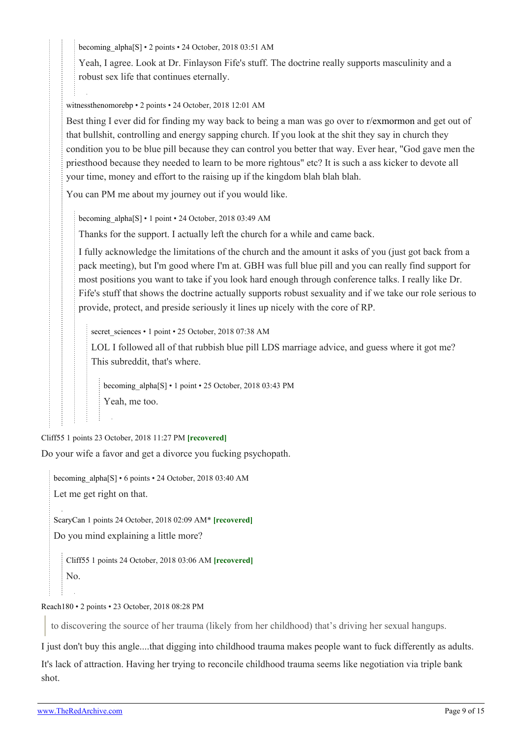becoming_alpha[S] • 2 points • 24 October, 2018 03:51 AM

Yeah, I agree. Look at Dr. Finlayson Fife's stuff. The doctrine really supports masculinity and a robust sex life that continues eternally.

witnessthenomorebp • 2 points • 24 October, 2018 12:01 AM

Best thing I ever did for finding my way back to being a man was go over to r/exmormon and get out of that bullshit, controlling and energy sapping church. If you look at the shit they say in church they condition you to be blue pill because they can control you better that way. Ever hear, "God gave men the priesthood because they needed to learn to be more rightous" etc? It is such a ass kicker to devote all your time, money and effort to the raising up if the kingdom blah blah blah.

You can PM me about my journey out if you would like.

becoming_alpha[S] • 1 point • 24 October, 2018 03:49 AM

Thanks for the support. I actually left the church for a while and came back.

I fully acknowledge the limitations of the church and the amount it asks of you (just got back from a pack meeting), but I'm good where I'm at. GBH was full blue pill and you can really find support for most positions you want to take if you look hard enough through conference talks. I really like Dr. Fife's stuff that shows the doctrine actually supports robust sexuality and if we take our role serious to provide, protect, and preside seriously it lines up nicely with the core of RP.

secret_sciences • 1 point • 25 October, 2018 07:38 AM

LOL I followed all of that rubbish blue pill LDS marriage advice, and guess where it got me? This subreddit, that's where.

becoming_alpha[S] • 1 point • 25 October, 2018 03:43 PM

Yeah, me too.

Cliff55 1 points 23 October, 2018 11:27 PM **[recovered]**

Do your wife a favor and get a divorce you fucking psychopath.

becoming_alpha[S] • 6 points • 24 October, 2018 03:40 AM

Let me get right on that.

ScaryCan 1 points 24 October, 2018 02:09 AM* **[recovered]**

Do you mind explaining a little more?

Cliff55 1 points 24 October, 2018 03:06 AM **[recovered]**

No.

Reach180 • 2 points • 23 October, 2018 08:28 PM

> to discovering the source of her trauma (likely from her childhood) that's driving her sexual hangups.

I just don't buy this angle....that digging into childhood trauma makes people want to fuck differently as adults.

It's lack of attraction. Having her trying to reconcile childhood trauma seems like negotiation via triple bank shot.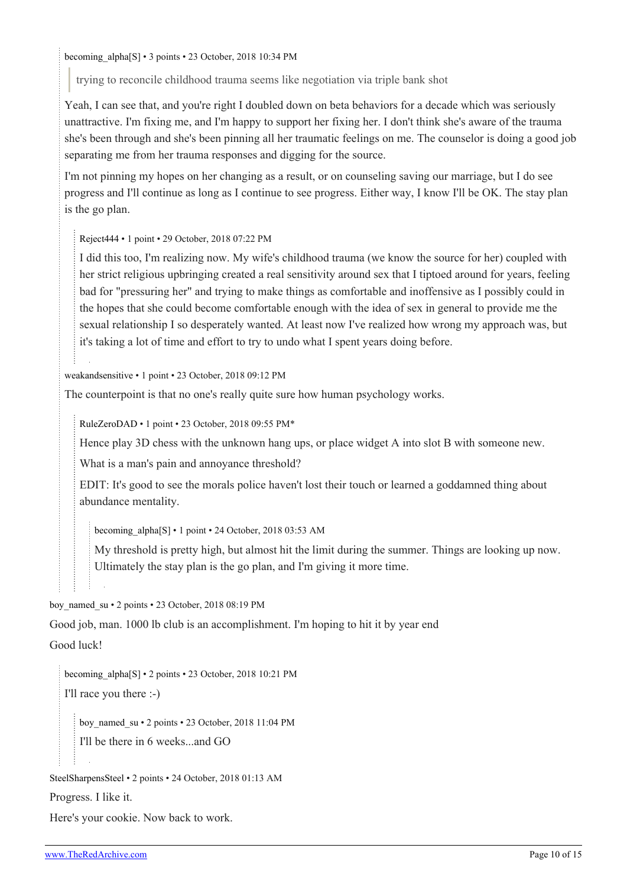becoming_alpha[S] • 3 points • 23 October, 2018 10:34 PM

> trying to reconcile childhood trauma seems like negotiation via triple bank shot

Yeah, I can see that, and you're right I doubled down on beta behaviors for a decade which was seriously unattractive. I'm fixing me, and I'm happy to support her fixing her. I don't think she's aware of the trauma she's been through and she's been pinning all her traumatic feelings on me. The counselor is doing a good job separating me from her trauma responses and digging for the source.

I'm not pinning my hopes on her changing as a result, or on counseling saving our marriage, but I do see progress and I'll continue as long as I continue to see progress. Either way, I know I'll be OK. The stay plan is the go plan.

Reject444 • 1 point • 29 October, 2018 07:22 PM

I did this too, I'm realizing now. My wife's childhood trauma (we know the source for her) coupled with her strict religious upbringing created a real sensitivity around sex that I tiptoed around for years, feeling bad for "pressuring her" and trying to make things as comfortable and inoffensive as I possibly could in the hopes that she could become comfortable enough with the idea of sex in general to provide me the sexual relationship I so desperately wanted. At least now I've realized how wrong my approach was, but it's taking a lot of time and effort to try to undo what I spent years doing before.

weakandsensitive • 1 point • 23 October, 2018 09:12 PM

The counterpoint is that no one's really quite sure how human psychology works.

RuleZeroDAD • 1 point • 23 October, 2018 09:55 PM*

Hence play 3D chess with the unknown hang ups, or place widget A into slot B with someone new.

What is a man's pain and annoyance threshold?

EDIT: It's good to see the morals police haven't lost their touch or learned a goddamned thing about abundance mentality.

becoming_alpha[S] • 1 point • 24 October, 2018 03:53 AM

My threshold is pretty high, but almost hit the limit during the summer. Things are looking up now. Ultimately the stay plan is the go plan, and I'm giving it more time.

boy_named_su • 2 points • 23 October, 2018 08:19 PM

Good job, man. 1000 lb club is an accomplishment. I'm hoping to hit it by year end

Good luck!

becoming_alpha[S] • 2 points • 23 October, 2018 10:21 PM

I'll race you there :-)

boy_named_su • 2 points • 23 October, 2018 11:04 PM

I'll be there in 6 weeks...and GO

SteelSharpensSteel • 2 points • 24 October, 2018 01:13 AM

Progress. I like it.

Here's your cookie. Now back to work.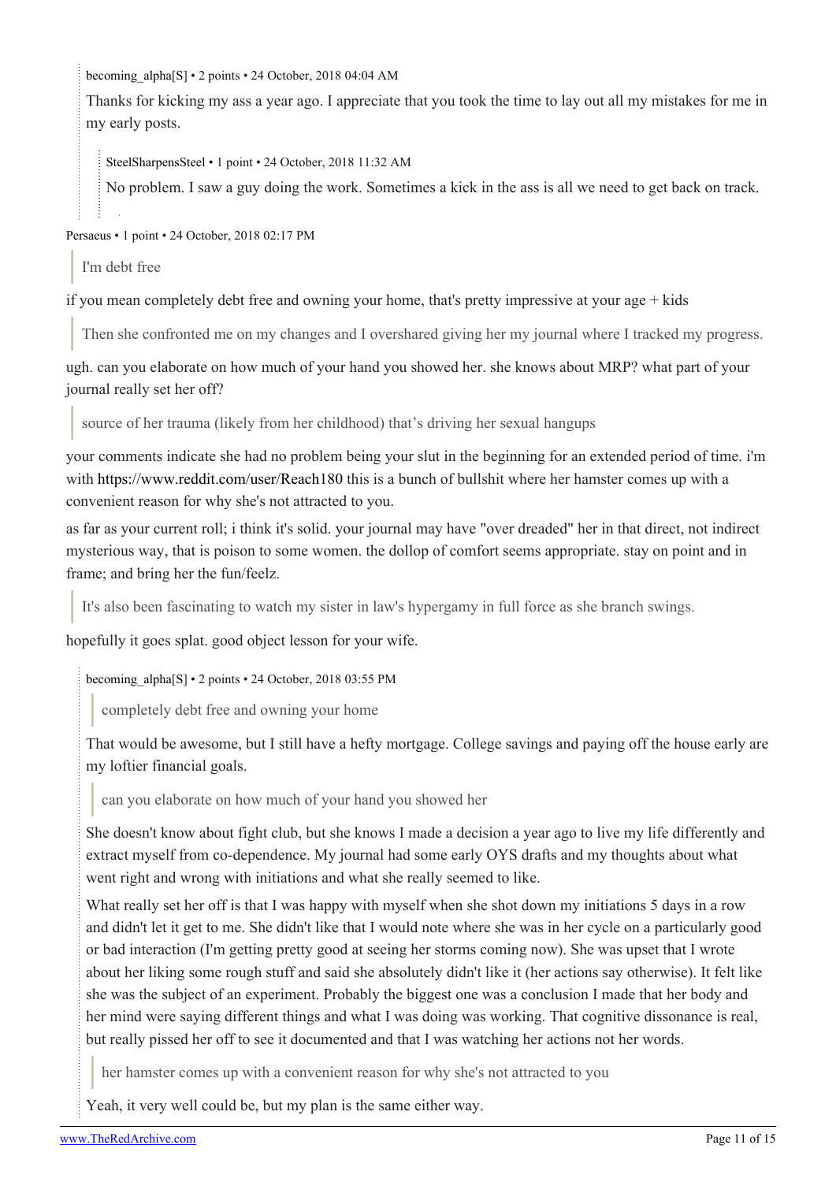becoming_alpha[S] • 2 points • 24 October, 2018 04:04 AM

Thanks for kicking my ass a year ago. I appreciate that you took the time to lay out all my mistakes for me in my early posts.

> SteelSharpensSteel • 1 point • 24 October, 2018 11:32 AM
>
> No problem. I saw a guy doing the work. Sometimes a kick in the ass is all we need to get back on track.

Persaeus • 1 point • 24 October, 2018 02:17 PM

> I'm debt free

if you mean completely debt free and owning your home, that's pretty impressive at your age + kids

> Then she confronted me on my changes and I overshared giving her my journal where I tracked my progress.

ugh. can you elaborate on how much of your hand you showed her. she knows about MRP? what part of your journal really set her off?

> source of her trauma (likely from her childhood) that's driving her sexual hangups

your comments indicate she had no problem being your slut in the beginning for an extended period of time. i'm with https://www.reddit.com/user/Reach180 this is a bunch of bullshit where her hamster comes up with a convenient reason for why she's not attracted to you.

as far as your current roll; i think it's solid. your journal may have "over dreaded" her in that direct, not indirect mysterious way, that is poison to some women. the dollop of comfort seems appropriate. stay on point and in frame; and bring her the fun/feelz.

> It's also been fascinating to watch my sister in law's hypergamy in full force as she branch swings.

hopefully it goes splat. good object lesson for your wife.

> becoming_alpha[S] • 2 points • 24 October, 2018 03:55 PM
>
> > completely debt free and owning your home
>
> That would be awesome, but I still have a hefty mortgage. College savings and paying off the house early are my loftier financial goals.
>
> > can you elaborate on how much of your hand you showed her
>
> She doesn't know about fight club, but she knows I made a decision a year ago to live my life differently and extract myself from co-dependence. My journal had some early OYS drafts and my thoughts about what went right and wrong with initiations and what she really seemed to like.
>
> What really set her off is that I was happy with myself when she shot down my initiations 5 days in a row and didn't let it get to me. She didn't like that I would note where she was in her cycle on a particularly good or bad interaction (I'm getting pretty good at seeing her storms coming now). She was upset that I wrote about her liking some rough stuff and said she absolutely didn't like it (her actions say otherwise). It felt like she was the subject of an experiment. Probably the biggest one was a conclusion I made that her body and her mind were saying different things and what I was doing was working. That cognitive dissonance is real, but really pissed her off to see it documented and that I was watching her actions not her words.
>
> > her hamster comes up with a convenient reason for why she's not attracted to you
>
> Yeah, it very well could be, but my plan is the same either way.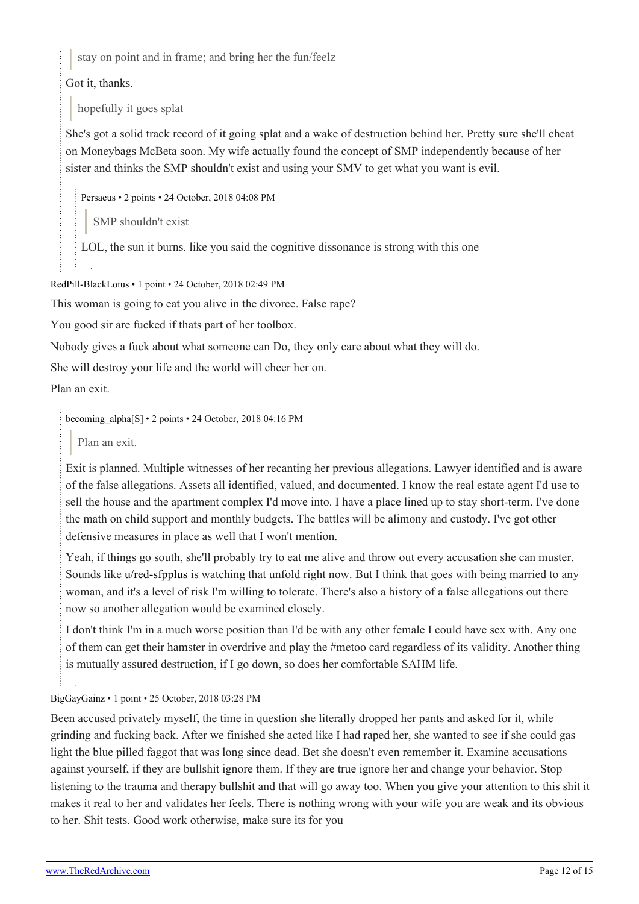> stay on point and in frame; and bring her the fun/feelz

Got it, thanks.

> hopefully it goes splat

She's got a solid track record of it going splat and a wake of destruction behind her. Pretty sure she'll cheat on Moneybags McBeta soon. My wife actually found the concept of SMP independently because of her sister and thinks the SMP shouldn't exist and using your SMV to get what you want is evil.

Persaeus • 2 points • 24 October, 2018 04:08 PM

> SMP shouldn't exist

LOL, the sun it burns. like you said the cognitive dissonance is strong with this one

RedPill-BlackLotus • 1 point • 24 October, 2018 02:49 PM

This woman is going to eat you alive in the divorce. False rape?

You good sir are fucked if thats part of her toolbox.

Nobody gives a fuck about what someone can Do, they only care about what they will do.

She will destroy your life and the world will cheer her on.

Plan an exit.

becoming_alpha[S] • 2 points • 24 October, 2018 04:16 PM

> Plan an exit.

Exit is planned. Multiple witnesses of her recanting her previous allegations. Lawyer identified and is aware of the false allegations. Assets all identified, valued, and documented. I know the real estate agent I'd use to sell the house and the apartment complex I'd move into. I have a place lined up to stay short-term. I've done the math on child support and monthly budgets. The battles will be alimony and custody. I've got other defensive measures in place as well that I won't mention.

Yeah, if things go south, she'll probably try to eat me alive and throw out every accusation she can muster. Sounds like u/red-sfpplus is watching that unfold right now. But I think that goes with being married to any woman, and it's a level of risk I'm willing to tolerate. There's also a history of a false allegations out there now so another allegation would be examined closely.

I don't think I'm in a much worse position than I'd be with any other female I could have sex with. Any one of them can get their hamster in overdrive and play the #metoo card regardless of its validity. Another thing is mutually assured destruction, if I go down, so does her comfortable SAHM life.

BigGayGainz • 1 point • 25 October, 2018 03:28 PM

Been accused privately myself, the time in question she literally dropped her pants and asked for it, while grinding and fucking back. After we finished she acted like I had raped her, she wanted to see if she could gas light the blue pilled faggot that was long since dead. Bet she doesn't even remember it. Examine accusations against yourself, if they are bullshit ignore them. If they are true ignore her and change your behavior. Stop listening to the trauma and therapy bullshit and that will go away too. When you give your attention to this shit it makes it real to her and validates her feels. There is nothing wrong with your wife you are weak and its obvious to her. Shit tests. Good work otherwise, make sure its for you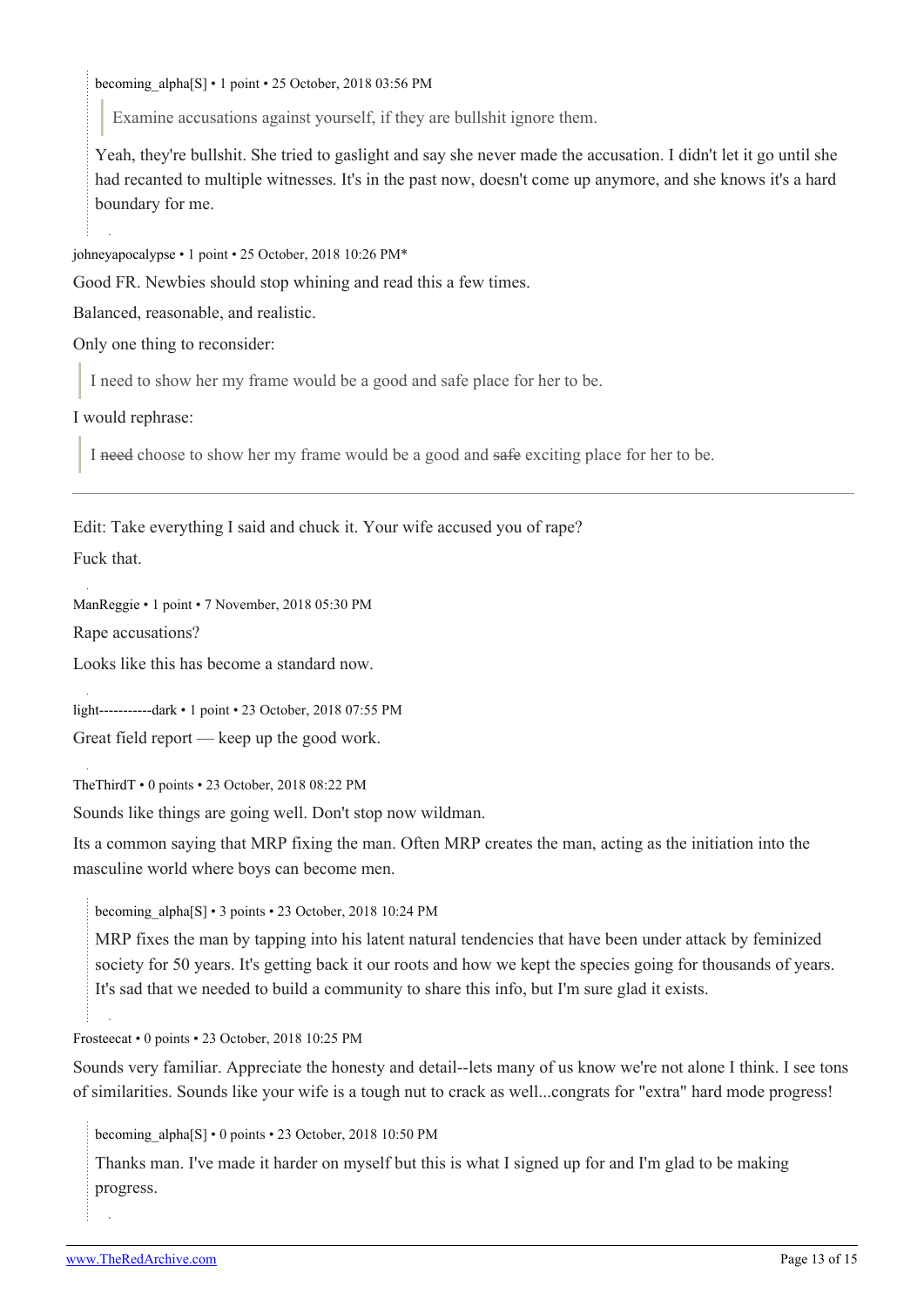becoming_alpha[S] • 1 point • 25 October, 2018 03:56 PM

> Examine accusations against yourself, if they are bullshit ignore them.

Yeah, they're bullshit. She tried to gaslight and say she never made the accusation. I didn't let it go until she had recanted to multiple witnesses. It's in the past now, doesn't come up anymore, and she knows it's a hard boundary for me.

johneyapocalypse • 1 point • 25 October, 2018 10:26 PM*

Good FR. Newbies should stop whining and read this a few times.

Balanced, reasonable, and realistic.

Only one thing to reconsider:

> I need to show her my frame would be a good and safe place for her to be.

I would rephrase:

> I ~~need~~ choose to show her my frame would be a good and ~~safe~~ exciting place for her to be.

---

Edit: Take everything I said and chuck it. Your wife accused you of rape?

Fuck that.

ManReggie • 1 point • 7 November, 2018 05:30 PM

Rape accusations?

Looks like this has become a standard now.

light-----------dark • 1 point • 23 October, 2018 07:55 PM

Great field report — keep up the good work.

TheThirdT • 0 points • 23 October, 2018 08:22 PM

Sounds like things are going well. Don't stop now wildman.

Its a common saying that MRP fixing the man. Often MRP creates the man, acting as the initiation into the masculine world where boys can become men.

becoming_alpha[S] • 3 points • 23 October, 2018 10:24 PM

MRP fixes the man by tapping into his latent natural tendencies that have been under attack by feminized society for 50 years. It's getting back it our roots and how we kept the species going for thousands of years. It's sad that we needed to build a community to share this info, but I'm sure glad it exists.

Frosteecat • 0 points • 23 October, 2018 10:25 PM

Sounds very familiar. Appreciate the honesty and detail--lets many of us know we're not alone I think. I see tons of similarities. Sounds like your wife is a tough nut to crack as well...congrats for "extra" hard mode progress!

becoming_alpha[S] • 0 points • 23 October, 2018 10:50 PM

Thanks man. I've made it harder on myself but this is what I signed up for and I'm glad to be making progress.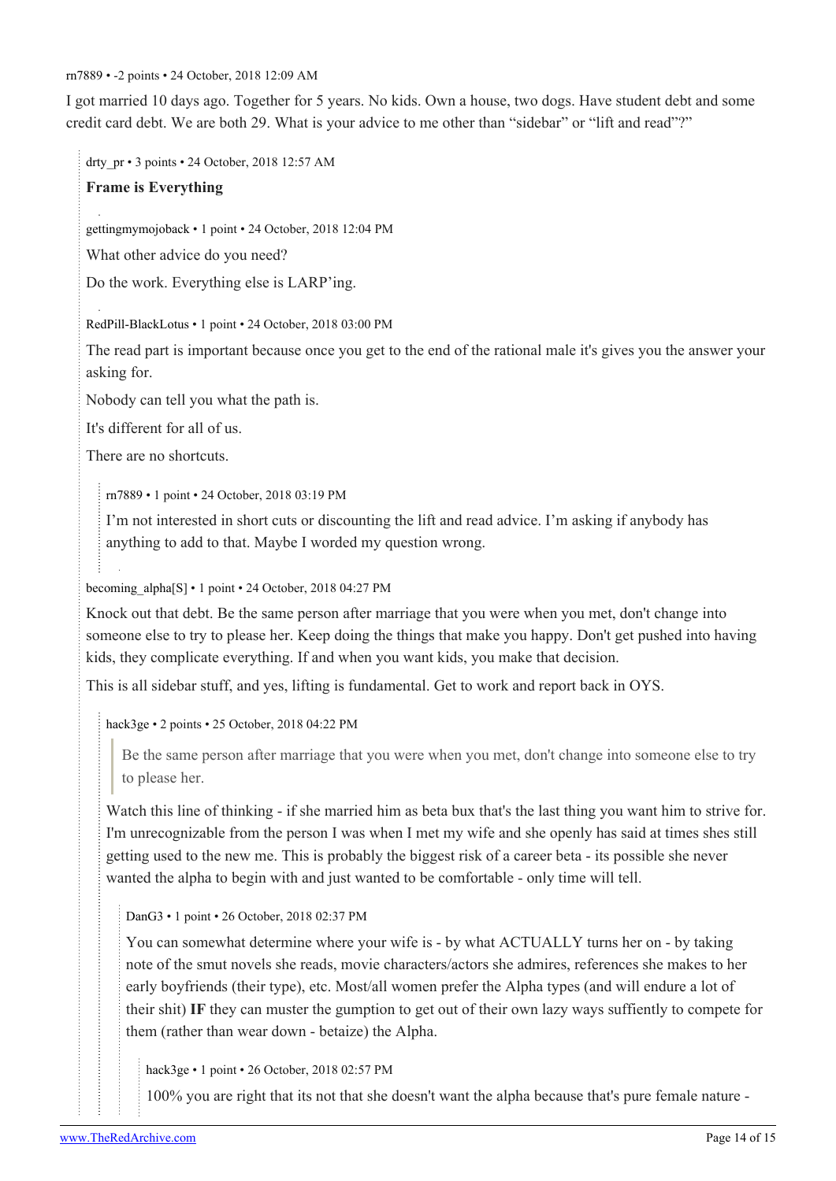rn7889 • -2 points • 24 October, 2018 12:09 AM

I got married 10 days ago. Together for 5 years. No kids. Own a house, two dogs. Have student debt and some credit card debt. We are both 29. What is your advice to me other than "sidebar" or "lift and read"?"

> drty_pr • 3 points • 24 October, 2018 12:57 AM
>
> **Frame is Everything**

> gettingmymojoback • 1 point • 24 October, 2018 12:04 PM
>
> What other advice do you need?
>
> Do the work. Everything else is LARP'ing.

> RedPill-BlackLotus • 1 point • 24 October, 2018 03:00 PM
>
> The read part is important because once you get to the end of the rational male it's gives you the answer your asking for.
>
> Nobody can tell you what the path is.
>
> It's different for all of us.
>
> There are no shortcuts.
>
>> rn7889 • 1 point • 24 October, 2018 03:19 PM
>>
>> I'm not interested in short cuts or discounting the lift and read advice. I'm asking if anybody has anything to add to that. Maybe I worded my question wrong.

> becoming_alpha[S] • 1 point • 24 October, 2018 04:27 PM
>
> Knock out that debt. Be the same person after marriage that you were when you met, don't change into someone else to try to please her. Keep doing the things that make you happy. Don't get pushed into having kids, they complicate everything. If and when you want kids, you make that decision.
>
> This is all sidebar stuff, and yes, lifting is fundamental. Get to work and report back in OYS.
>
>> hack3ge • 2 points • 25 October, 2018 04:22 PM
>>
>>> Be the same person after marriage that you were when you met, don't change into someone else to try to please her.
>>
>> Watch this line of thinking - if she married him as beta bux that's the last thing you want him to strive for. I'm unrecognizable from the person I was when I met my wife and she openly has said at times shes still getting used to the new me. This is probably the biggest risk of a career beta - its possible she never wanted the alpha to begin with and just wanted to be comfortable - only time will tell.
>>
>>> DanG3 • 1 point • 26 October, 2018 02:37 PM
>>>
>>> You can somewhat determine where your wife is - by what ACTUALLY turns her on - by taking note of the smut novels she reads, movie characters/actors she admires, references she makes to her early boyfriends (their type), etc. Most/all women prefer the Alpha types (and will endure a lot of their shit) **IF** they can muster the gumption to get out of their own lazy ways suffiently to compete for them (rather than wear down - betaize) the Alpha.
>>>
>>>> hack3ge • 1 point • 26 October, 2018 02:57 PM
>>>>
>>>> 100% you are right that its not that she doesn't want the alpha because that's pure female nature -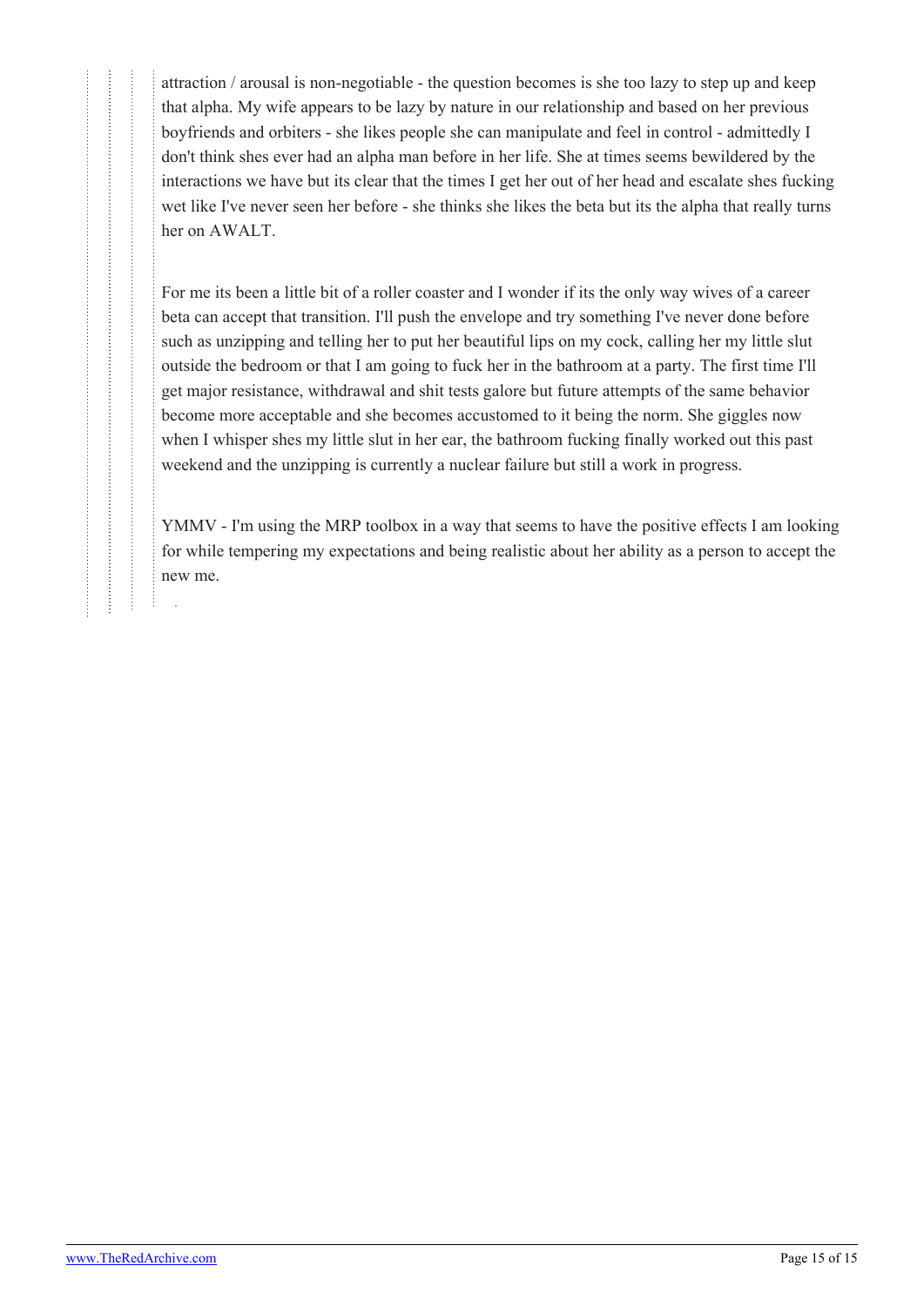attraction / arousal is non-negotiable - the question becomes is she too lazy to step up and keep that alpha. My wife appears to be lazy by nature in our relationship and based on her previous boyfriends and orbiters - she likes people she can manipulate and feel in control - admittedly I don't think shes ever had an alpha man before in her life. She at times seems bewildered by the interactions we have but its clear that the times I get her out of her head and escalate shes fucking wet like I've never seen her before - she thinks she likes the beta but its the alpha that really turns her on AWALT.

For me its been a little bit of a roller coaster and I wonder if its the only way wives of a career beta can accept that transition. I'll push the envelope and try something I've never done before such as unzipping and telling her to put her beautiful lips on my cock, calling her my little slut outside the bedroom or that I am going to fuck her in the bathroom at a party. The first time I'll get major resistance, withdrawal and shit tests galore but future attempts of the same behavior become more acceptable and she becomes accustomed to it being the norm. She giggles now when I whisper shes my little slut in her ear, the bathroom fucking finally worked out this past weekend and the unzipping is currently a nuclear failure but still a work in progress.

YMMV - I'm using the MRP toolbox in a way that seems to have the positive effects I am looking for while tempering my expectations and being realistic about her ability as a person to accept the new me.